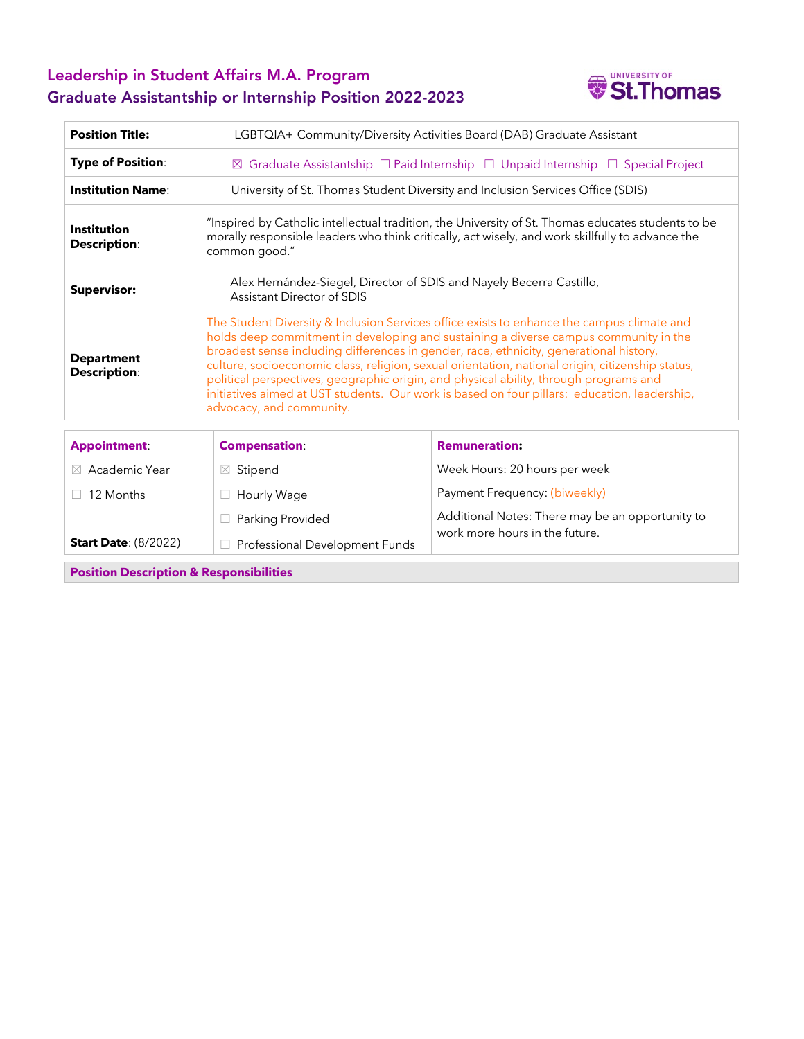# Leadership in Student Affairs M.A. Program
## Graduate Assistantship or Internship Position 2022-2023

| | |
|---|---|
| **Position Title:** | LGBTQIA+ Community/Diversity Activities Board (DAB) Graduate Assistant |
| **Type of Position**: | ☒ Graduate Assistantship ☐ Paid Internship ☐ Unpaid Internship ☐ Special Project |
| **Institution Name**: | University of St. Thomas Student Diversity and Inclusion Services Office (SDIS) |
| **Institution Description**: | "Inspired by Catholic intellectual tradition, the University of St. Thomas educates students to be morally responsible leaders who think critically, act wisely, and work skillfully to advance the common good." |
| **Supervisor:** | Alex Hernández-Siegel, Director of SDIS and Nayely Becerra Castillo, Assistant Director of SDIS |
| **Department Description**: | The Student Diversity & Inclusion Services office exists to enhance the campus climate and holds deep commitment in developing and sustaining a diverse campus community in the broadest sense including differences in gender, race, ethnicity, generational history, culture, socioeconomic class, religion, sexual orientation, national origin, citizenship status, political perspectives, geographic origin, and physical ability, through programs and initiatives aimed at UST students. Our work is based on four pillars: education, leadership, advocacy, and community. |

| **Appointment**: | **Compensation**: | **Remuneration:** |
|---|---|---|
| ☒ Academic Year | ☒ Stipend | Week Hours: 20 hours per week |
| ☐ 12 Months | ☐ Hourly Wage | Payment Frequency: (biweekly) |
| | ☐ Parking Provided | Additional Notes: There may be an opportunity to work more hours in the future. |
| **Start Date**: (8/2022) | ☐ Professional Development Funds | |

**Position Description & Responsibilities**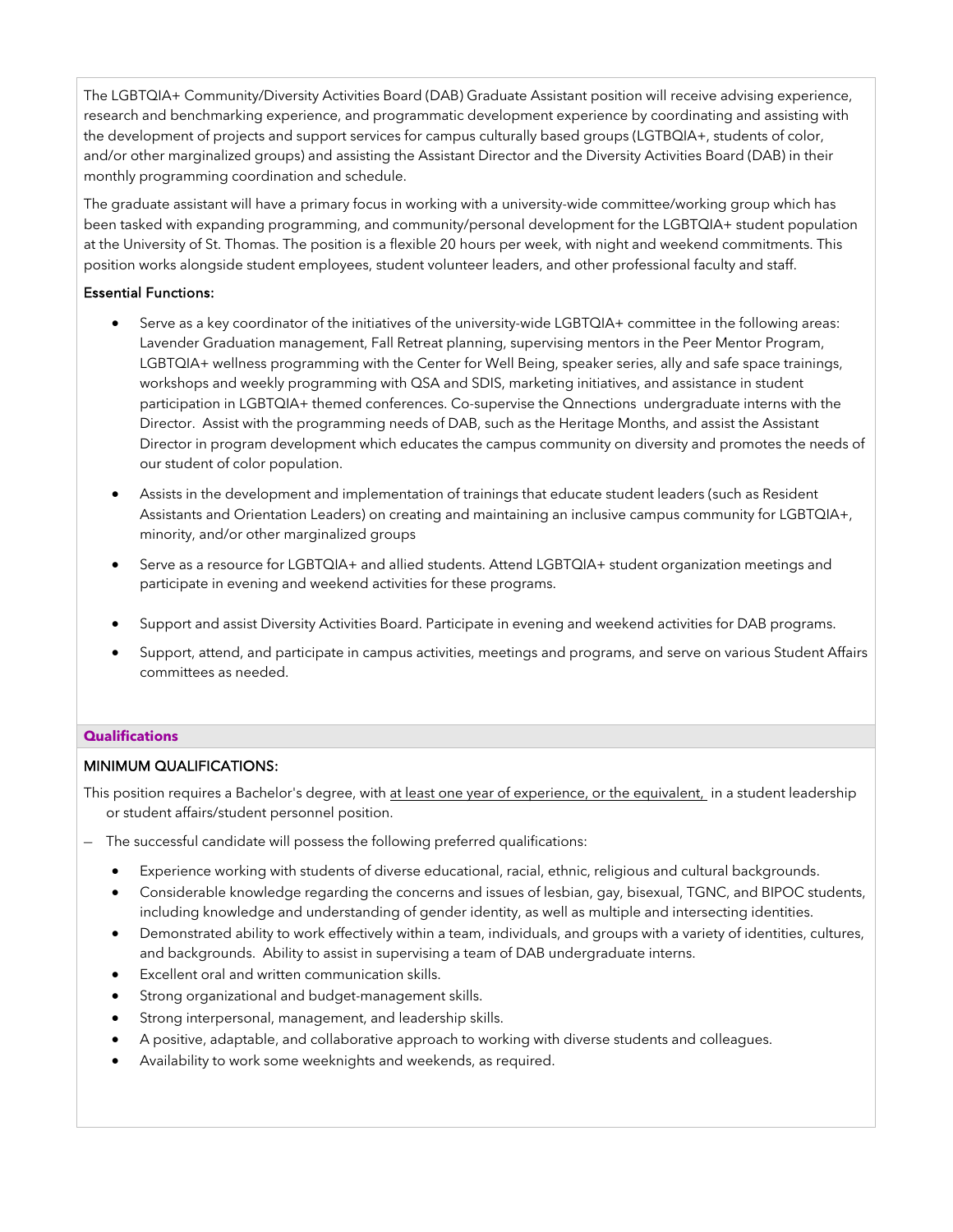The LGBTQIA+ Community/Diversity Activities Board (DAB) Graduate Assistant position will receive advising experience, research and benchmarking experience, and programmatic development experience by coordinating and assisting with the development of projects and support services for campus culturally based groups (LGTBQIA+, students of color, and/or other marginalized groups) and assisting the Assistant Director and the Diversity Activities Board (DAB) in their monthly programming coordination and schedule.

The graduate assistant will have a primary focus in working with a university-wide committee/working group which has been tasked with expanding programming, and community/personal development for the LGBTQIA+ student population at the University of St. Thomas. The position is a flexible 20 hours per week, with night and weekend commitments. This position works alongside student employees, student volunteer leaders, and other professional faculty and staff.

**Essential Functions:**

- Serve as a key coordinator of the initiatives of the university-wide LGBTQIA+ committee in the following areas: Lavender Graduation management, Fall Retreat planning, supervising mentors in the Peer Mentor Program, LGBTQIA+ wellness programming with the Center for Well Being, speaker series, ally and safe space trainings, workshops and weekly programming with QSA and SDIS, marketing initiatives, and assistance in student participation in LGBTQIA+ themed conferences. Co-supervise the Qnnections undergraduate interns with the Director. Assist with the programming needs of DAB, such as the Heritage Months, and assist the Assistant Director in program development which educates the campus community on diversity and promotes the needs of our student of color population.
- Assists in the development and implementation of trainings that educate student leaders (such as Resident Assistants and Orientation Leaders) on creating and maintaining an inclusive campus community for LGBTQIA+, minority, and/or other marginalized groups
- Serve as a resource for LGBTQIA+ and allied students. Attend LGBTQIA+ student organization meetings and participate in evening and weekend activities for these programs.
- Support and assist Diversity Activities Board. Participate in evening and weekend activities for DAB programs.
- Support, attend, and participate in campus activities, meetings and programs, and serve on various Student Affairs committees as needed.

## Qualifications

**MINIMUM QUALIFICATIONS:**

This position requires a Bachelor's degree, with at least one year of experience, or the equivalent, in a student leadership or student affairs/student personnel position.

– The successful candidate will possess the following preferred qualifications:

- Experience working with students of diverse educational, racial, ethnic, religious and cultural backgrounds.
- Considerable knowledge regarding the concerns and issues of lesbian, gay, bisexual, TGNC, and BIPOC students, including knowledge and understanding of gender identity, as well as multiple and intersecting identities.
- Demonstrated ability to work effectively within a team, individuals, and groups with a variety of identities, cultures, and backgrounds. Ability to assist in supervising a team of DAB undergraduate interns.
- Excellent oral and written communication skills.
- Strong organizational and budget-management skills.
- Strong interpersonal, management, and leadership skills.
- A positive, adaptable, and collaborative approach to working with diverse students and colleagues.
- Availability to work some weeknights and weekends, as required.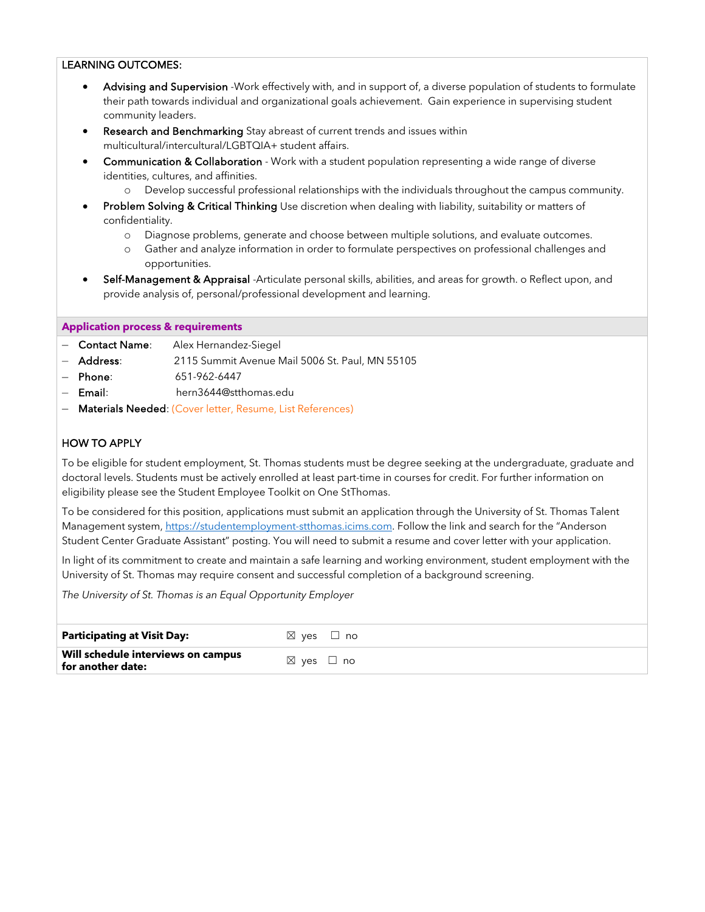LEARNING OUTCOMES:

- **Advising and Supervision** -Work effectively with, and in support of, a diverse population of students to formulate their path towards individual and organizational goals achievement. Gain experience in supervising student community leaders.
- **Research and Benchmarking** Stay abreast of current trends and issues within multicultural/intercultural/LGBTQIA+ student affairs.
- **Communication & Collaboration** - Work with a student population representing a wide range of diverse identities, cultures, and affinities.
  - Develop successful professional relationships with the individuals throughout the campus community.
- **Problem Solving & Critical Thinking** Use discretion when dealing with liability, suitability or matters of confidentiality.
  - Diagnose problems, generate and choose between multiple solutions, and evaluate outcomes.
  - Gather and analyze information in order to formulate perspectives on professional challenges and opportunities.
- **Self-Management & Appraisal** -Articulate personal skills, abilities, and areas for growth. o Reflect upon, and provide analysis of, personal/professional development and learning.

## Application process & requirements

- **Contact Name**: Alex Hernandez-Siegel
- **Address**: 2115 Summit Avenue Mail 5006 St. Paul, MN 55105
- **Phone**: 651-962-6447
- **Email**: hern3644@stthomas.edu
- **Materials Needed**: (Cover letter, Resume, List References)

HOW TO APPLY

To be eligible for student employment, St. Thomas students must be degree seeking at the undergraduate, graduate and doctoral levels. Students must be actively enrolled at least part-time in courses for credit. For further information on eligibility please see the Student Employee Toolkit on One StThomas.

To be considered for this position, applications must submit an application through the University of St. Thomas Talent Management system, https://studentemployment-stthomas.icims.com. Follow the link and search for the "Anderson Student Center Graduate Assistant" posting. You will need to submit a resume and cover letter with your application.

In light of its commitment to create and maintain a safe learning and working environment, student employment with the University of St. Thomas may require consent and successful completion of a background screening.

*The University of St. Thomas is an Equal Opportunity Employer*

| | |
|---|---|
| **Participating at Visit Day:** | ☒ yes ☐ no |
| **Will schedule interviews on campus for another date:** | ☒ yes ☐ no |